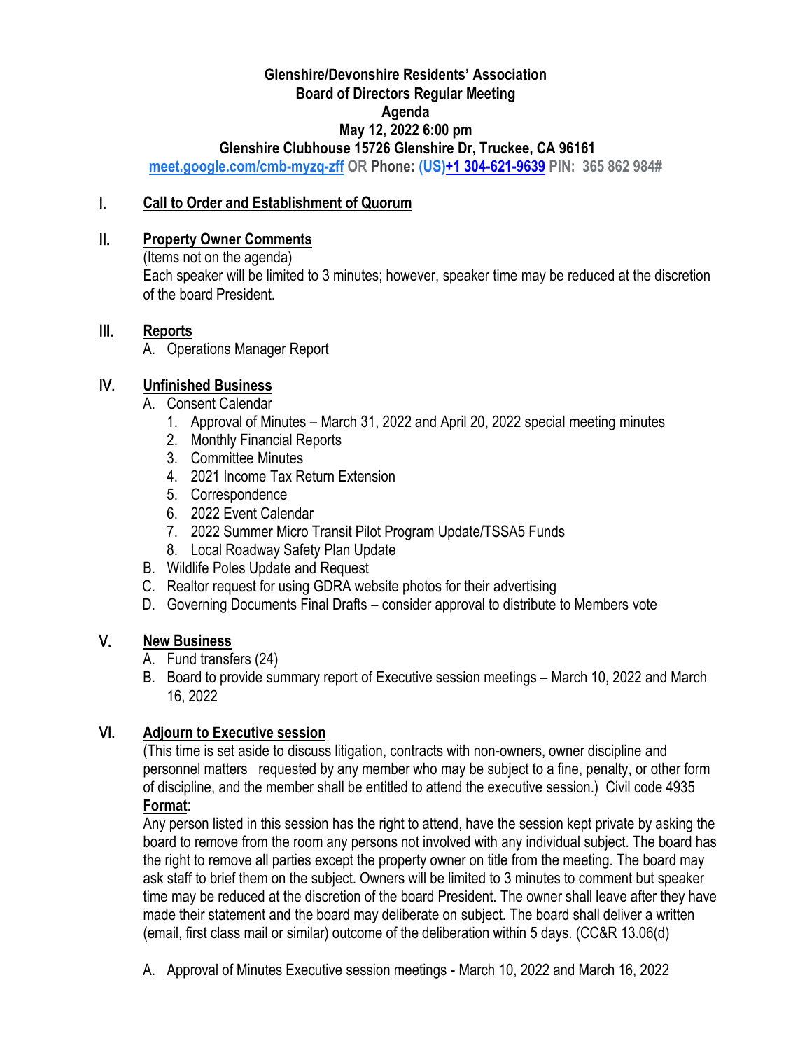**Glenshire/Devonshire Residents' Association**
**Board of Directors Regular Meeting**
**Agenda**
**May 12, 2022 6:00 pm**
**Glenshire Clubhouse 15726 Glenshire Dr, Truckee, CA 96161**

**meet.google.com/cmb-myzq-zff OR Phone: (US)+1 304-621-9639 PIN: 365 862 984#**

## I. Call to Order and Establishment of Quorum

## II. Property Owner Comments

(Items not on the agenda)
Each speaker will be limited to 3 minutes; however, speaker time may be reduced at the discretion of the board President.

## III. Reports

A. Operations Manager Report

## IV. Unfinished Business

A. Consent Calendar
   1. Approval of Minutes – March 31, 2022 and April 20, 2022 special meeting minutes
   2. Monthly Financial Reports
   3. Committee Minutes
   4. 2021 Income Tax Return Extension
   5. Correspondence
   6. 2022 Event Calendar
   7. 2022 Summer Micro Transit Pilot Program Update/TSSA5 Funds
   8. Local Roadway Safety Plan Update

B. Wildlife Poles Update and Request

C. Realtor request for using GDRA website photos for their advertising

D. Governing Documents Final Drafts – consider approval to distribute to Members vote

## V. New Business

A. Fund transfers (24)

B. Board to provide summary report of Executive session meetings – March 10, 2022 and March 16, 2022

## VI. Adjourn to Executive session

(This time is set aside to discuss litigation, contracts with non-owners, owner discipline and personnel matters requested by any member who may be subject to a fine, penalty, or other form of discipline, and the member shall be entitled to attend the executive session.) Civil code 4935

**Format**:
Any person listed in this session has the right to attend, have the session kept private by asking the board to remove from the room any persons not involved with any individual subject. The board has the right to remove all parties except the property owner on title from the meeting. The board may ask staff to brief them on the subject. Owners will be limited to 3 minutes to comment but speaker time may be reduced at the discretion of the board President. The owner shall leave after they have made their statement and the board may deliberate on subject. The board shall deliver a written (email, first class mail or similar) outcome of the deliberation within 5 days. (CC&R 13.06(d)

A. Approval of Minutes Executive session meetings - March 10, 2022 and March 16, 2022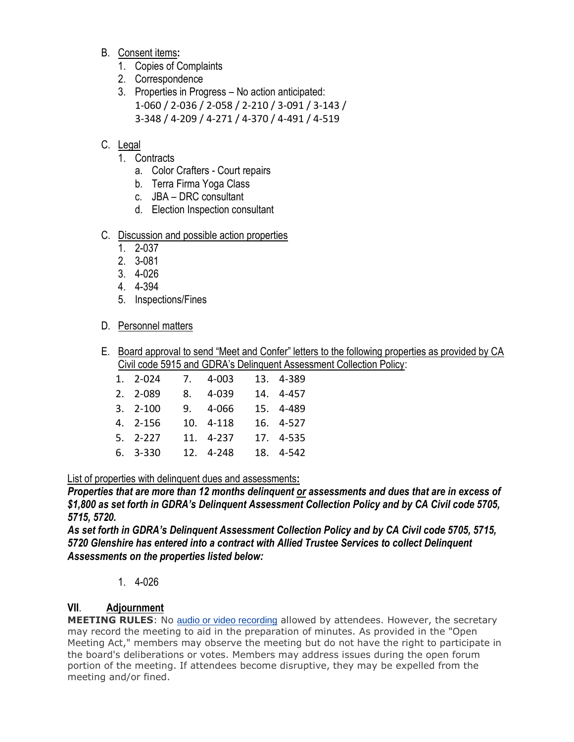B. Consent items**:**
   1. Copies of Complaints
   2. Correspondence
   3. Properties in Progress – No action anticipated:
      1-060 / 2-036 / 2-058 / 2-210 / 3-091 / 3-143 /
      3-348 / 4-209 / 4-271 / 4-370 / 4-491 / 4-519

C. Legal
   1. Contracts
      a. Color Crafters - Court repairs
      b. Terra Firma Yoga Class
      c. JBA – DRC consultant
      d. Election Inspection consultant

C. Discussion and possible action properties
   1. 2-037
   2. 3-081
   3. 4-026
   4. 4-394
   5. Inspections/Fines

D. Personnel matters

E. Board approval to send "Meet and Confer" letters to the following properties as provided by CA Civil code 5915 and GDRA's Delinquent Assessment Collection Policy:

| | | |
|---|---|---|
| 1. 2-024 | 7. 4-003 | 13. 4-389 |
| 2. 2-089 | 8. 4-039 | 14. 4-457 |
| 3. 2-100 | 9. 4-066 | 15. 4-489 |
| 4. 2-156 | 10. 4-118 | 16. 4-527 |
| 5. 2-227 | 11. 4-237 | 17. 4-535 |
| 6. 3-330 | 12. 4-248 | 18. 4-542 |

List of properties with delinquent dues and assessments**:**

***Properties that are more than 12 months delinquent or assessments and dues that are in excess of $1,800 as set forth in GDRA's Delinquent Assessment Collection Policy and by CA Civil code 5705, 5715, 5720.***

***As set forth in GDRA's Delinquent Assessment Collection Policy and by CA Civil code 5705, 5715, 5720 Glenshire has entered into a contract with Allied Trustee Services to collect Delinquent Assessments on the properties listed below:***

1. 4-026

## VII. Adjournment

**MEETING RULES**: No audio or video recording allowed by attendees. However, the secretary may record the meeting to aid in the preparation of minutes. As provided in the "Open Meeting Act," members may observe the meeting but do not have the right to participate in the board's deliberations or votes. Members may address issues during the open forum portion of the meeting. If attendees become disruptive, they may be expelled from the meeting and/or fined.